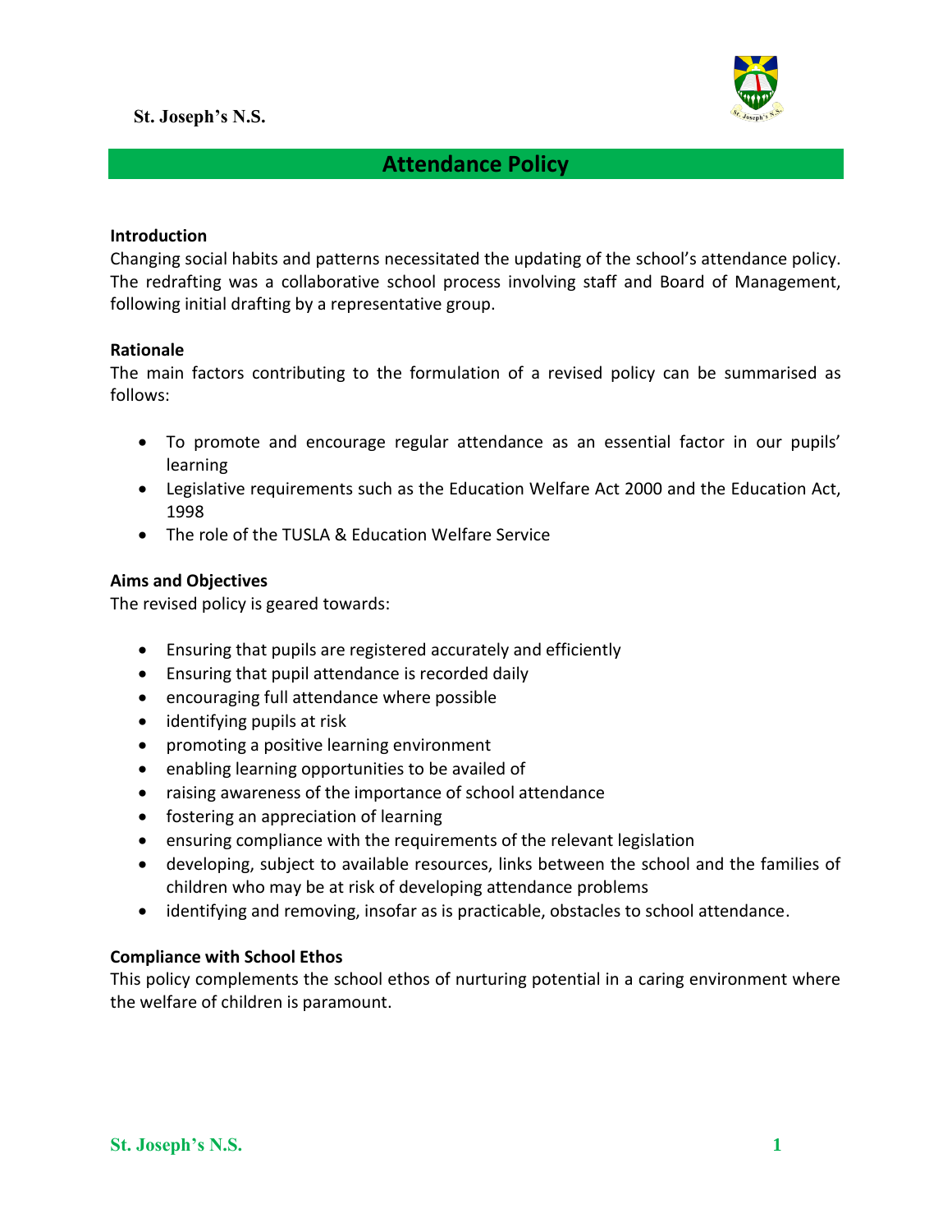St. Joseph's N.S.

# Attendance Policy

**Introduction**

Changing social habits and patterns necessitated the updating of the school's attendance policy. The redrafting was a collaborative school process involving staff and Board of Management, following initial drafting by a representative group.

**Rationale**

The main factors contributing to the formulation of a revised policy can be summarised as follows:

- To promote and encourage regular attendance as an essential factor in our pupils' learning
- Legislative requirements such as the Education Welfare Act 2000 and the Education Act, 1998
- The role of the TUSLA & Education Welfare Service

**Aims and Objectives**

The revised policy is geared towards:

- Ensuring that pupils are registered accurately and efficiently
- Ensuring that pupil attendance is recorded daily
- encouraging full attendance where possible
- identifying pupils at risk
- promoting a positive learning environment
- enabling learning opportunities to be availed of
- raising awareness of the importance of school attendance
- fostering an appreciation of learning
- ensuring compliance with the requirements of the relevant legislation
- developing, subject to available resources, links between the school and the families of children who may be at risk of developing attendance problems
- identifying and removing, insofar as is practicable, obstacles to school attendance.

**Compliance with School Ethos**

This policy complements the school ethos of nurturing potential in a caring environment where the welfare of children is paramount.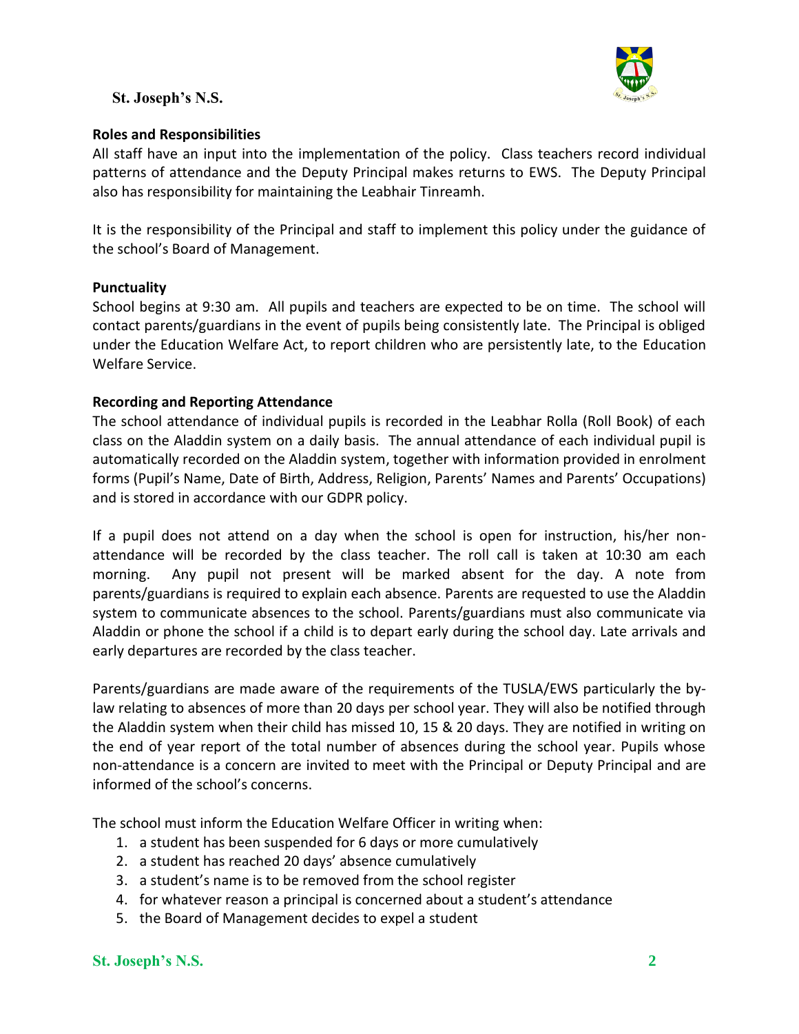**Roles and Responsibilities**

All staff have an input into the implementation of the policy. Class teachers record individual patterns of attendance and the Deputy Principal makes returns to EWS. The Deputy Principal also has responsibility for maintaining the Leabhair Tinreamh.

It is the responsibility of the Principal and staff to implement this policy under the guidance of the school's Board of Management.

**Punctuality**

School begins at 9:30 am. All pupils and teachers are expected to be on time. The school will contact parents/guardians in the event of pupils being consistently late. The Principal is obliged under the Education Welfare Act, to report children who are persistently late, to the Education Welfare Service.

**Recording and Reporting Attendance**

The school attendance of individual pupils is recorded in the Leabhar Rolla (Roll Book) of each class on the Aladdin system on a daily basis. The annual attendance of each individual pupil is automatically recorded on the Aladdin system, together with information provided in enrolment forms (Pupil's Name, Date of Birth, Address, Religion, Parents' Names and Parents' Occupations) and is stored in accordance with our GDPR policy.

If a pupil does not attend on a day when the school is open for instruction, his/her non-attendance will be recorded by the class teacher. The roll call is taken at 10:30 am each morning. Any pupil not present will be marked absent for the day. A note from parents/guardians is required to explain each absence. Parents are requested to use the Aladdin system to communicate absences to the school. Parents/guardians must also communicate via Aladdin or phone the school if a child is to depart early during the school day. Late arrivals and early departures are recorded by the class teacher.

Parents/guardians are made aware of the requirements of the TUSLA/EWS particularly the by-law relating to absences of more than 20 days per school year. They will also be notified through the Aladdin system when their child has missed 10, 15 & 20 days. They are notified in writing on the end of year report of the total number of absences during the school year. Pupils whose non-attendance is a concern are invited to meet with the Principal or Deputy Principal and are informed of the school's concerns.

The school must inform the Education Welfare Officer in writing when:

1. a student has been suspended for 6 days or more cumulatively
2. a student has reached 20 days' absence cumulatively
3. a student's name is to be removed from the school register
4. for whatever reason a principal is concerned about a student's attendance
5. the Board of Management decides to expel a student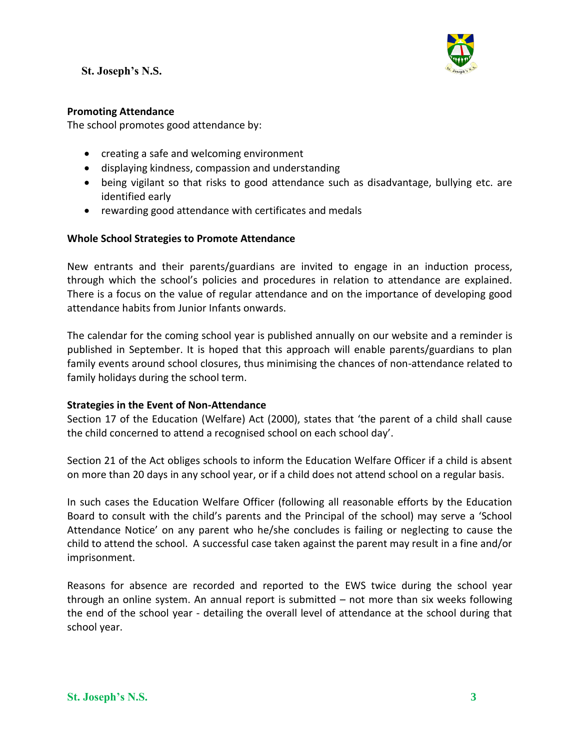### Promoting Attendance

The school promotes good attendance by:

- creating a safe and welcoming environment
- displaying kindness, compassion and understanding
- being vigilant so that risks to good attendance such as disadvantage, bullying etc. are identified early
- rewarding good attendance with certificates and medals

### Whole School Strategies to Promote Attendance

New entrants and their parents/guardians are invited to engage in an induction process, through which the school's policies and procedures in relation to attendance are explained. There is a focus on the value of regular attendance and on the importance of developing good attendance habits from Junior Infants onwards.

The calendar for the coming school year is published annually on our website and a reminder is published in September. It is hoped that this approach will enable parents/guardians to plan family events around school closures, thus minimising the chances of non-attendance related to family holidays during the school term.

### Strategies in the Event of Non-Attendance

Section 17 of the Education (Welfare) Act (2000), states that 'the parent of a child shall cause the child concerned to attend a recognised school on each school day'.

Section 21 of the Act obliges schools to inform the Education Welfare Officer if a child is absent on more than 20 days in any school year, or if a child does not attend school on a regular basis.

In such cases the Education Welfare Officer (following all reasonable efforts by the Education Board to consult with the child's parents and the Principal of the school) may serve a 'School Attendance Notice' on any parent who he/she concludes is failing or neglecting to cause the child to attend the school. A successful case taken against the parent may result in a fine and/or imprisonment.

Reasons for absence are recorded and reported to the EWS twice during the school year through an online system. An annual report is submitted – not more than six weeks following the end of the school year - detailing the overall level of attendance at the school during that school year.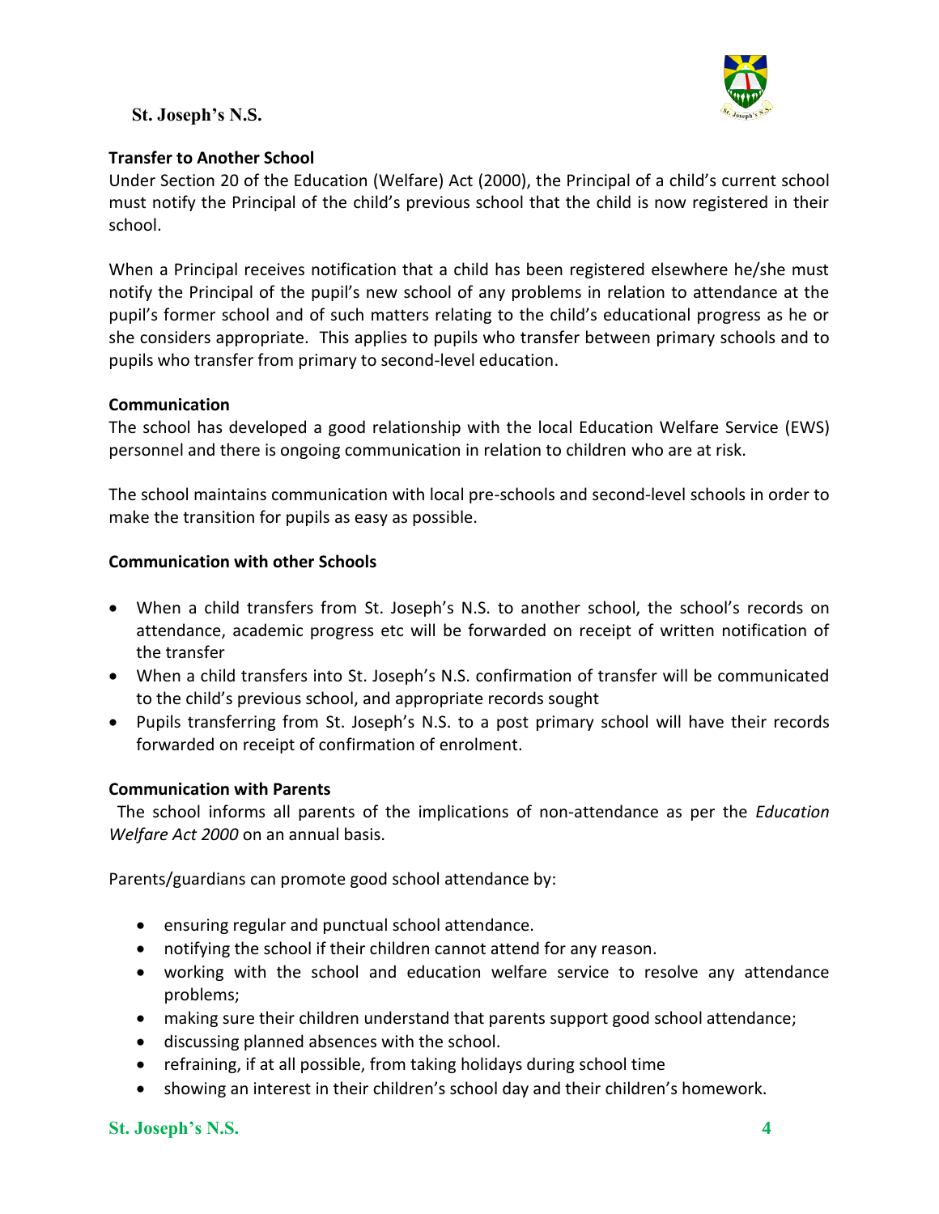## Transfer to Another School

Under Section 20 of the Education (Welfare) Act (2000), the Principal of a child's current school must notify the Principal of the child's previous school that the child is now registered in their school.

When a Principal receives notification that a child has been registered elsewhere he/she must notify the Principal of the pupil's new school of any problems in relation to attendance at the pupil's former school and of such matters relating to the child's educational progress as he or she considers appropriate. This applies to pupils who transfer between primary schools and to pupils who transfer from primary to second-level education.

## Communication

The school has developed a good relationship with the local Education Welfare Service (EWS) personnel and there is ongoing communication in relation to children who are at risk.

The school maintains communication with local pre-schools and second-level schools in order to make the transition for pupils as easy as possible.

## Communication with other Schools

- When a child transfers from St. Joseph's N.S. to another school, the school's records on attendance, academic progress etc will be forwarded on receipt of written notification of the transfer
- When a child transfers into St. Joseph's N.S. confirmation of transfer will be communicated to the child's previous school, and appropriate records sought
- Pupils transferring from St. Joseph's N.S. to a post primary school will have their records forwarded on receipt of confirmation of enrolment.

## Communication with Parents

The school informs all parents of the implications of non-attendance as per the *Education Welfare Act 2000* on an annual basis.

Parents/guardians can promote good school attendance by:

- ensuring regular and punctual school attendance.
- notifying the school if their children cannot attend for any reason.
- working with the school and education welfare service to resolve any attendance problems;
- making sure their children understand that parents support good school attendance;
- discussing planned absences with the school.
- refraining, if at all possible, from taking holidays during school time
- showing an interest in their children's school day and their children's homework.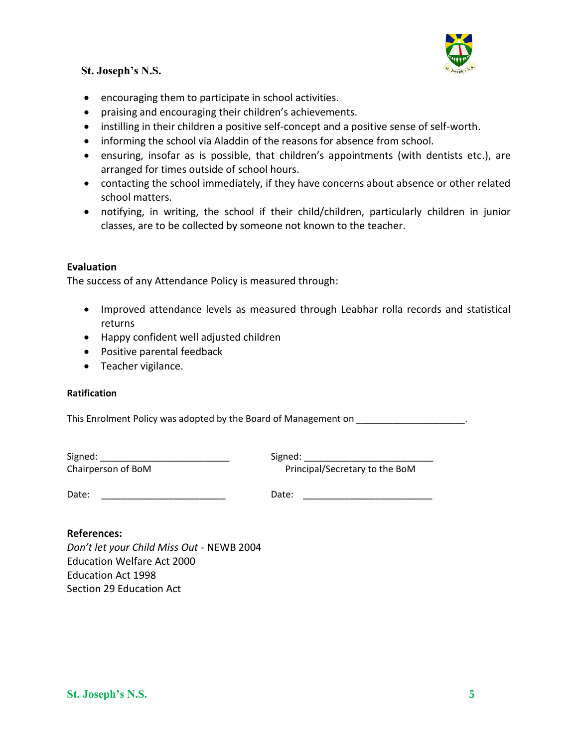- encouraging them to participate in school activities.
- praising and encouraging their children's achievements.
- instilling in their children a positive self-concept and a positive sense of self-worth.
- informing the school via Aladdin of the reasons for absence from school.
- ensuring, insofar as is possible, that children's appointments (with dentists etc.), are arranged for times outside of school hours.
- contacting the school immediately, if they have concerns about absence or other related school matters.
- notifying, in writing, the school if their child/children, particularly children in junior classes, are to be collected by someone not known to the teacher.

**Evaluation**

The success of any Attendance Policy is measured through:

- Improved attendance levels as measured through Leabhar rolla records and statistical returns
- Happy confident well adjusted children
- Positive parental feedback
- Teacher vigilance.

**Ratification**

This Enrolment Policy was adopted by the Board of Management on ____________________.

Signed: ________________________
Chairperson of BoM

Date: ________________________

Signed: ________________________
Principal/Secretary to the BoM

Date: ________________________

**References:**

*Don't let your Child Miss Out* - NEWB 2004
Education Welfare Act 2000
Education Act 1998
Section 29 Education Act